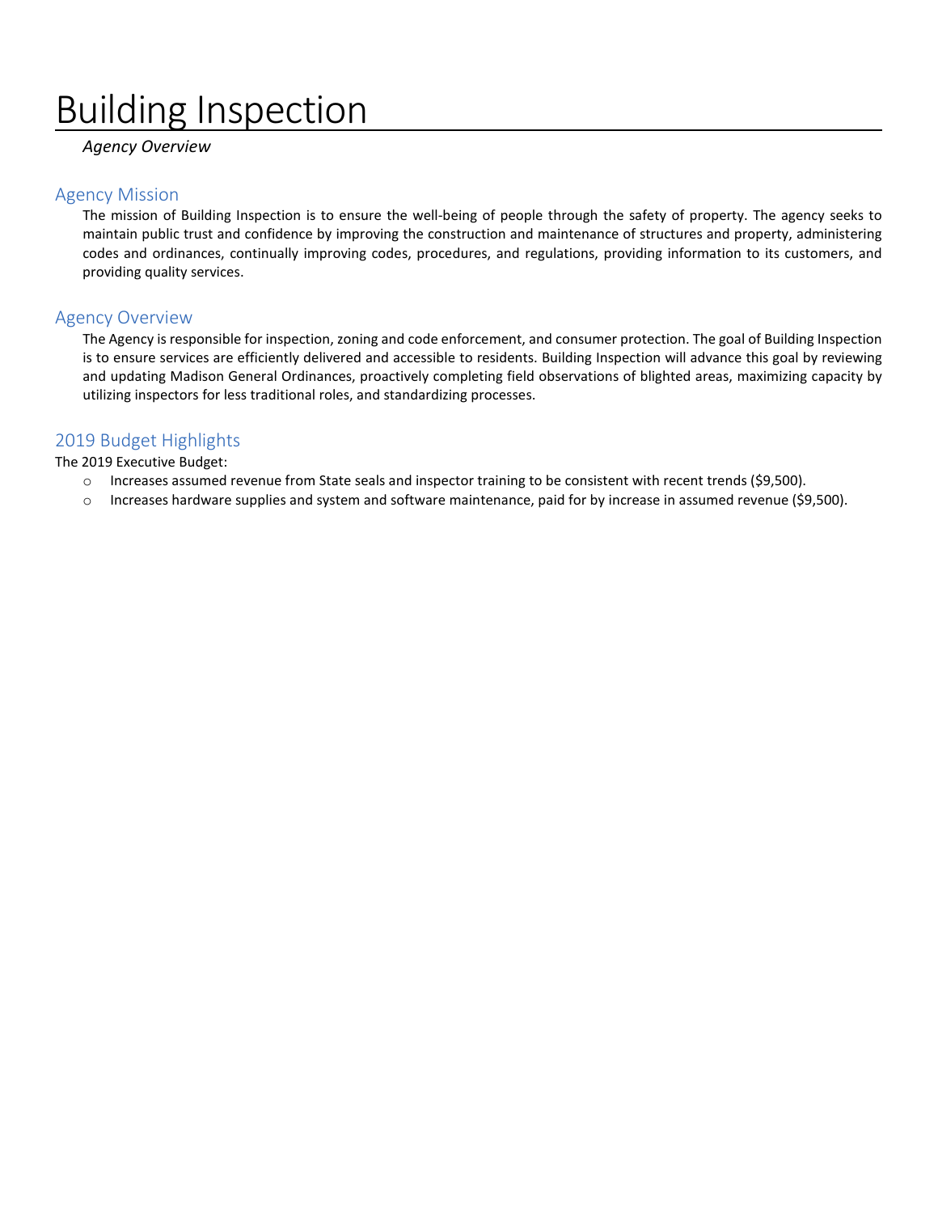# Building Inspection

*Agency Overview*

## Agency Mission

The mission of Building Inspection is to ensure the well-being of people through the safety of property. The agency seeks to maintain public trust and confidence by improving the construction and maintenance of structures and property, administering codes and ordinances, continually improving codes, procedures, and regulations, providing information to its customers, and providing quality services.

## Agency Overview

The Agency is responsible for inspection, zoning and code enforcement, and consumer protection. The goal of Building Inspection is to ensure services are efficiently delivered and accessible to residents. Building Inspection will advance this goal by reviewing and updating Madison General Ordinances, proactively completing field observations of blighted areas, maximizing capacity by utilizing inspectors for less traditional roles, and standardizing processes.

## 2019 Budget Highlights

The 2019 Executive Budget:

- Increases assumed revenue from State seals and inspector training to be consistent with recent trends ($9,500).
- Increases hardware supplies and system and software maintenance, paid for by increase in assumed revenue ($9,500).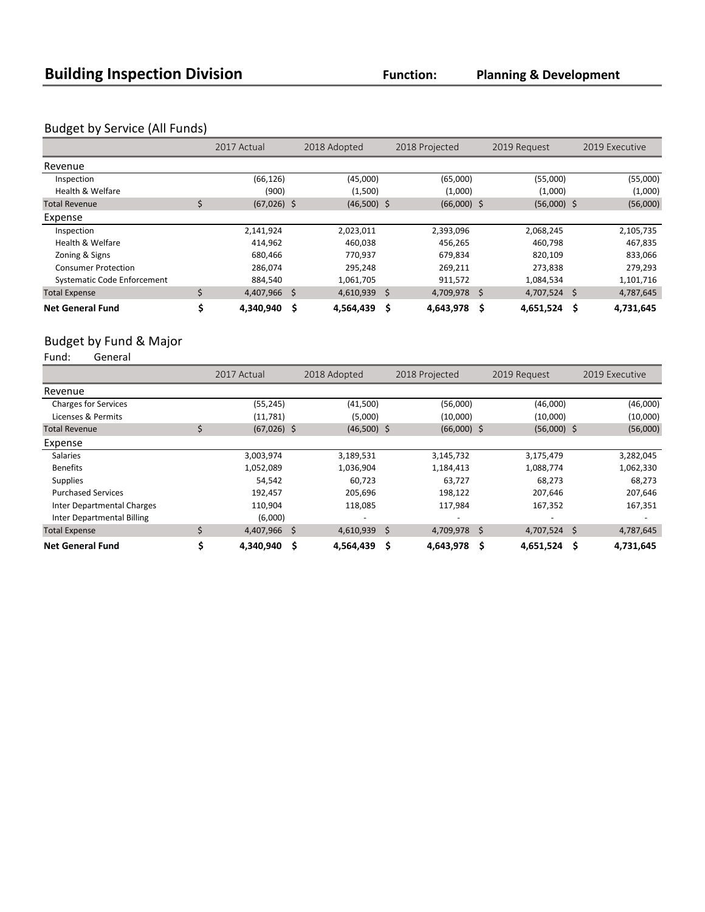# Building Inspection Division

**Function: Planning & Development**

## Budget by Service (All Funds)

| | 2017 Actual | 2018 Adopted | 2018 Projected | 2019 Request | 2019 Executive |
|---|---|---|---|---|---|
| **Revenue** | | | | | |
| Inspection | (66,126) | (45,000) | (65,000) | (55,000) | (55,000) |
| Health & Welfare | (900) | (1,500) | (1,000) | (1,000) | (1,000) |
| Total Revenue | $ (67,026) | $ (46,500) | $ (66,000) | $ (56,000) | $ (56,000) |
| **Expense** | | | | | |
| Inspection | 2,141,924 | 2,023,011 | 2,393,096 | 2,068,245 | 2,105,735 |
| Health & Welfare | 414,962 | 460,038 | 456,265 | 460,798 | 467,835 |
| Zoning & Signs | 680,466 | 770,937 | 679,834 | 820,109 | 833,066 |
| Consumer Protection | 286,074 | 295,248 | 269,211 | 273,838 | 279,293 |
| Systematic Code Enforcement | 884,540 | 1,061,705 | 911,572 | 1,084,534 | 1,101,716 |
| Total Expense | $ 4,407,966 | $ 4,610,939 | $ 4,709,978 | $ 4,707,524 | $ 4,787,645 |
| **Net General Fund** | **$ 4,340,940** | **$ 4,564,439** | **$ 4,643,978** | **$ 4,651,524** | **$ 4,731,645** |

## Budget by Fund & Major

Fund: General

| | 2017 Actual | 2018 Adopted | 2018 Projected | 2019 Request | 2019 Executive |
|---|---|---|---|---|---|
| **Revenue** | | | | | |
| Charges for Services | (55,245) | (41,500) | (56,000) | (46,000) | (46,000) |
| Licenses & Permits | (11,781) | (5,000) | (10,000) | (10,000) | (10,000) |
| Total Revenue | $ (67,026) | $ (46,500) | $ (66,000) | $ (56,000) | $ (56,000) |
| **Expense** | | | | | |
| Salaries | 3,003,974 | 3,189,531 | 3,145,732 | 3,175,479 | 3,282,045 |
| Benefits | 1,052,089 | 1,036,904 | 1,184,413 | 1,088,774 | 1,062,330 |
| Supplies | 54,542 | 60,723 | 63,727 | 68,273 | 68,273 |
| Purchased Services | 192,457 | 205,696 | 198,122 | 207,646 | 207,646 |
| Inter Departmental Charges | 110,904 | 118,085 | 117,984 | 167,352 | 167,351 |
| Inter Departmental Billing | (6,000) | - | - | - | - |
| Total Expense | $ 4,407,966 | $ 4,610,939 | $ 4,709,978 | $ 4,707,524 | $ 4,787,645 |
| **Net General Fund** | **$ 4,340,940** | **$ 4,564,439** | **$ 4,643,978** | **$ 4,651,524** | **$ 4,731,645** |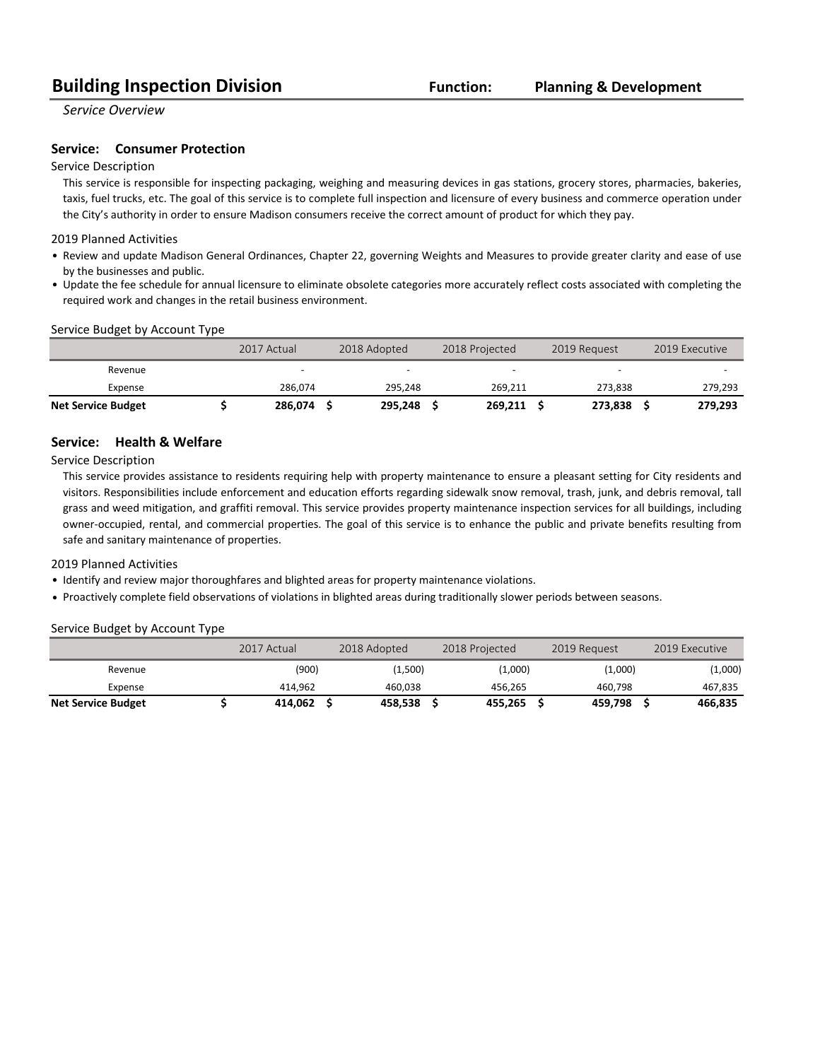# Building Inspection Division

**Function:** **Planning & Development**

*Service Overview*

## Service: Consumer Protection

### Service Description

This service is responsible for inspecting packaging, weighing and measuring devices in gas stations, grocery stores, pharmacies, bakeries, taxis, fuel trucks, etc. The goal of this service is to complete full inspection and licensure of every business and commerce operation under the City's authority in order to ensure Madison consumers receive the correct amount of product for which they pay.

### 2019 Planned Activities

- Review and update Madison General Ordinances, Chapter 22, governing Weights and Measures to provide greater clarity and ease of use by the businesses and public.
- Update the fee schedule for annual licensure to eliminate obsolete categories more accurately reflect costs associated with completing the required work and changes in the retail business environment.

### Service Budget by Account Type

| | 2017 Actual | 2018 Adopted | 2018 Projected | 2019 Request | 2019 Executive |
|---|---|---|---|---|---|
| Revenue | - | - | - | - | - |
| Expense | 286,074 | 295,248 | 269,211 | 273,838 | 279,293 |
| **Net Service Budget** | **$ 286,074** | **$ 295,248** | **$ 269,211** | **$ 273,838** | **$ 279,293** |

## Service: Health & Welfare

### Service Description

This service provides assistance to residents requiring help with property maintenance to ensure a pleasant setting for City residents and visitors. Responsibilities include enforcement and education efforts regarding sidewalk snow removal, trash, junk, and debris removal, tall grass and weed mitigation, and graffiti removal. This service provides property maintenance inspection services for all buildings, including owner-occupied, rental, and commercial properties. The goal of this service is to enhance the public and private benefits resulting from safe and sanitary maintenance of properties.

### 2019 Planned Activities

- Identify and review major thoroughfares and blighted areas for property maintenance violations.
- Proactively complete field observations of violations in blighted areas during traditionally slower periods between seasons.

### Service Budget by Account Type

| | 2017 Actual | 2018 Adopted | 2018 Projected | 2019 Request | 2019 Executive |
|---|---|---|---|---|---|
| Revenue | (900) | (1,500) | (1,000) | (1,000) | (1,000) |
| Expense | 414,962 | 460,038 | 456,265 | 460,798 | 467,835 |
| **Net Service Budget** | **$ 414,062** | **$ 458,538** | **$ 455,265** | **$ 459,798** | **$ 466,835** |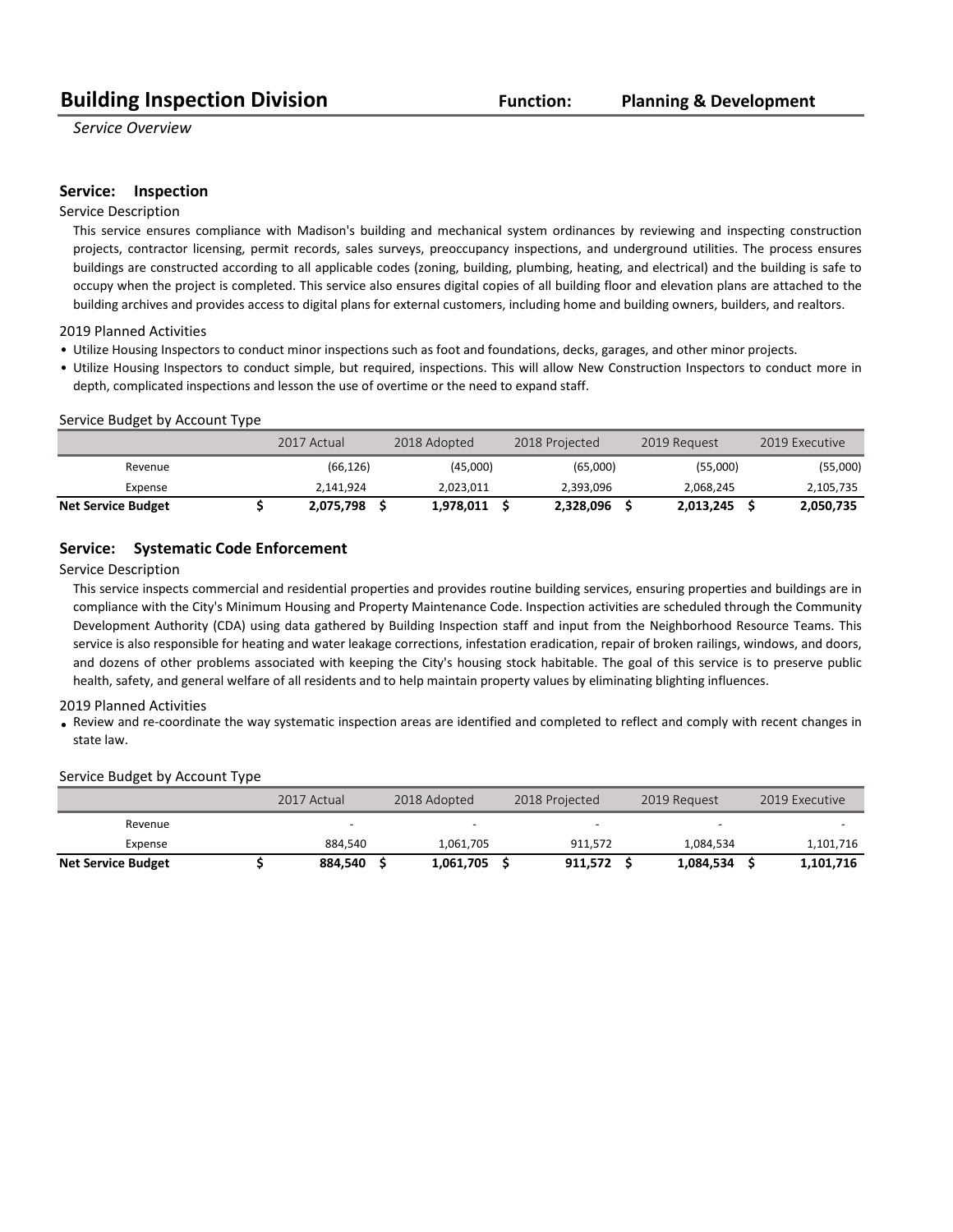# Building Inspection Division

**Function: Planning & Development**

*Service Overview*

## Service: Inspection

### Service Description

This service ensures compliance with Madison's building and mechanical system ordinances by reviewing and inspecting construction projects, contractor licensing, permit records, sales surveys, preoccupancy inspections, and underground utilities. The process ensures buildings are constructed according to all applicable codes (zoning, building, plumbing, heating, and electrical) and the building is safe to occupy when the project is completed. This service also ensures digital copies of all building floor and elevation plans are attached to the building archives and provides access to digital plans for external customers, including home and building owners, builders, and realtors.

### 2019 Planned Activities

- Utilize Housing Inspectors to conduct minor inspections such as foot and foundations, decks, garages, and other minor projects.
- Utilize Housing Inspectors to conduct simple, but required, inspections. This will allow New Construction Inspectors to conduct more in depth, complicated inspections and lesson the use of overtime or the need to expand staff.

### Service Budget by Account Type

| | 2017 Actual | 2018 Adopted | 2018 Projected | 2019 Request | 2019 Executive |
|---|---|---|---|---|---|
| Revenue | (66,126) | (45,000) | (65,000) | (55,000) | (55,000) |
| Expense | 2,141,924 | 2,023,011 | 2,393,096 | 2,068,245 | 2,105,735 |
| **Net Service Budget** | **$ 2,075,798** | **$ 1,978,011** | **$ 2,328,096** | **$ 2,013,245** | **$ 2,050,735** |

## Service: Systematic Code Enforcement

### Service Description

This service inspects commercial and residential properties and provides routine building services, ensuring properties and buildings are in compliance with the City's Minimum Housing and Property Maintenance Code. Inspection activities are scheduled through the Community Development Authority (CDA) using data gathered by Building Inspection staff and input from the Neighborhood Resource Teams. This service is also responsible for heating and water leakage corrections, infestation eradication, repair of broken railings, windows, and doors, and dozens of other problems associated with keeping the City's housing stock habitable. The goal of this service is to preserve public health, safety, and general welfare of all residents and to help maintain property values by eliminating blighting influences.

### 2019 Planned Activities

- Review and re-coordinate the way systematic inspection areas are identified and completed to reflect and comply with recent changes in state law.

### Service Budget by Account Type

| | 2017 Actual | 2018 Adopted | 2018 Projected | 2019 Request | 2019 Executive |
|---|---|---|---|---|---|
| Revenue | - | - | - | - | - |
| Expense | 884,540 | 1,061,705 | 911,572 | 1,084,534 | 1,101,716 |
| **Net Service Budget** | **$ 884,540** | **$ 1,061,705** | **$ 911,572** | **$ 1,084,534** | **$ 1,101,716** |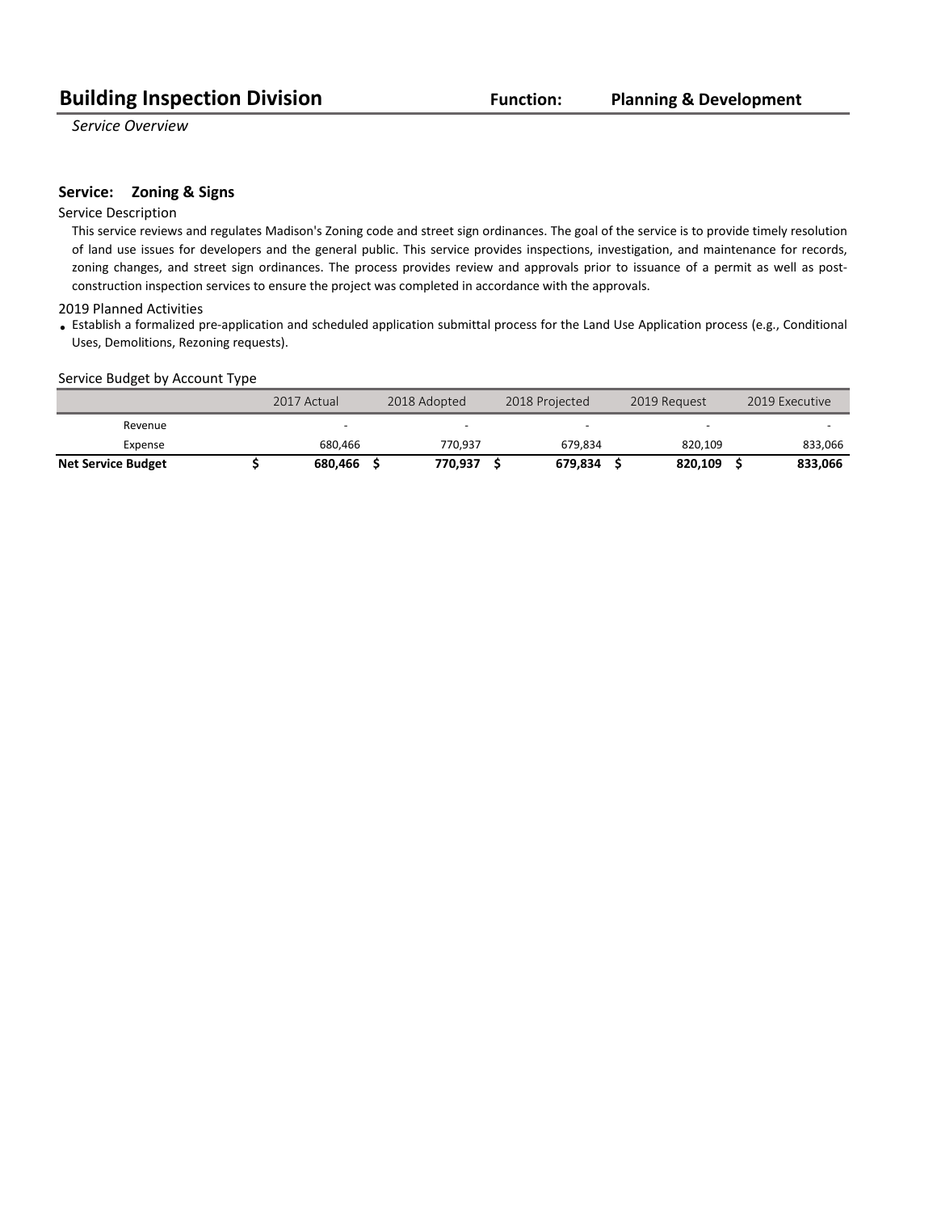# Building Inspection Division

**Function: Planning & Development**

*Service Overview*

## Service: Zoning & Signs

Service Description

This service reviews and regulates Madison's Zoning code and street sign ordinances. The goal of the service is to provide timely resolution of land use issues for developers and the general public. This service provides inspections, investigation, and maintenance for records, zoning changes, and street sign ordinances. The process provides review and approvals prior to issuance of a permit as well as post-construction inspection services to ensure the project was completed in accordance with the approvals.

2019 Planned Activities

- Establish a formalized pre-application and scheduled application submittal process for the Land Use Application process (e.g., Conditional Uses, Demolitions, Rezoning requests).

Service Budget by Account Type

| | 2017 Actual | 2018 Adopted | 2018 Projected | 2019 Request | 2019 Executive |
|---|---|---|---|---|---|
| Revenue | - | - | - | - | - |
| Expense | 680,466 | 770,937 | 679,834 | 820,109 | 833,066 |
| **Net Service Budget** | **$ 680,466** | **$ 770,937** | **$ 679,834** | **$ 820,109** | **$ 833,066** |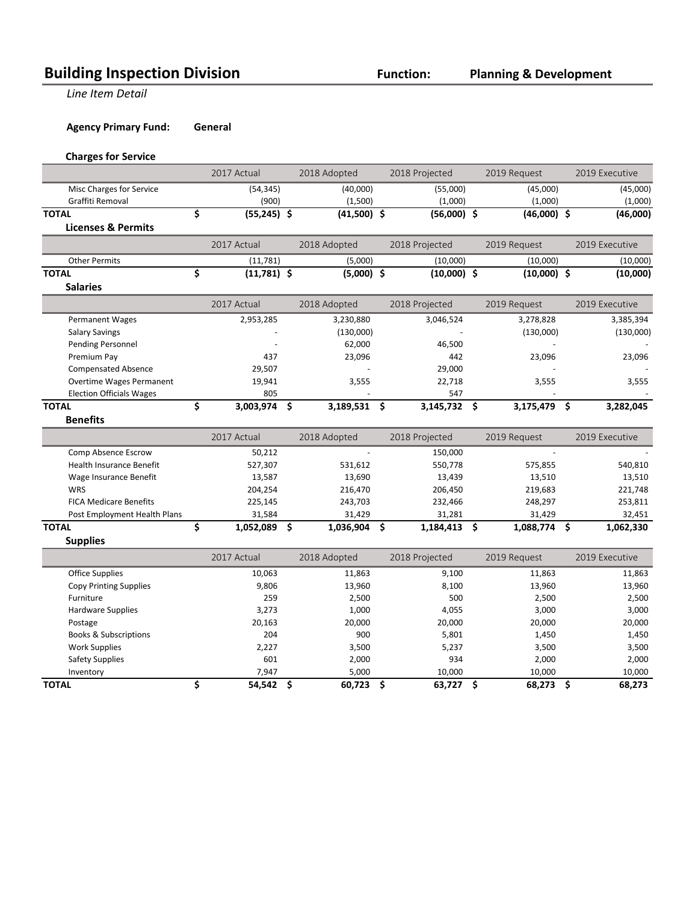# Building Inspection Division

**Function:** **Planning & Development**

*Line Item Detail*

**Agency Primary Fund:** **General**

### Charges for Service

| | 2017 Actual | 2018 Adopted | 2018 Projected | 2019 Request | 2019 Executive |
|---|---|---|---|---|---|
| Misc Charges for Service | (54,345) | (40,000) | (55,000) | (45,000) | (45,000) |
| Graffiti Removal | (900) | (1,500) | (1,000) | (1,000) | (1,000) |
| **TOTAL** | **$ (55,245)** | **$ (41,500)** | **$ (56,000)** | **$ (46,000)** | **$ (46,000)** |

### Licenses & Permits

| | 2017 Actual | 2018 Adopted | 2018 Projected | 2019 Request | 2019 Executive |
|---|---|---|---|---|---|
| Other Permits | (11,781) | (5,000) | (10,000) | (10,000) | (10,000) |
| **TOTAL** | **$ (11,781)** | **$ (5,000)** | **$ (10,000)** | **$ (10,000)** | **$ (10,000)** |

### Salaries

| | 2017 Actual | 2018 Adopted | 2018 Projected | 2019 Request | 2019 Executive |
|---|---|---|---|---|---|
| Permanent Wages | 2,953,285 | 3,230,880 | 3,046,524 | 3,278,828 | 3,385,394 |
| Salary Savings | - | (130,000) | - | (130,000) | (130,000) |
| Pending Personnel | - | 62,000 | 46,500 | - | - |
| Premium Pay | 437 | 23,096 | 442 | 23,096 | 23,096 |
| Compensated Absence | 29,507 | - | 29,000 | - | - |
| Overtime Wages Permanent | 19,941 | 3,555 | 22,718 | 3,555 | 3,555 |
| Election Officials Wages | 805 | - | 547 | - | - |
| **TOTAL** | **$ 3,003,974** | **$ 3,189,531** | **$ 3,145,732** | **$ 3,175,479** | **$ 3,282,045** |

### Benefits

| | 2017 Actual | 2018 Adopted | 2018 Projected | 2019 Request | 2019 Executive |
|---|---|---|---|---|---|
| Comp Absence Escrow | 50,212 | - | 150,000 | - | - |
| Health Insurance Benefit | 527,307 | 531,612 | 550,778 | 575,855 | 540,810 |
| Wage Insurance Benefit | 13,587 | 13,690 | 13,439 | 13,510 | 13,510 |
| WRS | 204,254 | 216,470 | 206,450 | 219,683 | 221,748 |
| FICA Medicare Benefits | 225,145 | 243,703 | 232,466 | 248,297 | 253,811 |
| Post Employment Health Plans | 31,584 | 31,429 | 31,281 | 31,429 | 32,451 |
| **TOTAL** | **$ 1,052,089** | **$ 1,036,904** | **$ 1,184,413** | **$ 1,088,774** | **$ 1,062,330** |

### Supplies

| | 2017 Actual | 2018 Adopted | 2018 Projected | 2019 Request | 2019 Executive |
|---|---|---|---|---|---|
| Office Supplies | 10,063 | 11,863 | 9,100 | 11,863 | 11,863 |
| Copy Printing Supplies | 9,806 | 13,960 | 8,100 | 13,960 | 13,960 |
| Furniture | 259 | 2,500 | 500 | 2,500 | 2,500 |
| Hardware Supplies | 3,273 | 1,000 | 4,055 | 3,000 | 3,000 |
| Postage | 20,163 | 20,000 | 20,000 | 20,000 | 20,000 |
| Books & Subscriptions | 204 | 900 | 5,801 | 1,450 | 1,450 |
| Work Supplies | 2,227 | 3,500 | 5,237 | 3,500 | 3,500 |
| Safety Supplies | 601 | 2,000 | 934 | 2,000 | 2,000 |
| Inventory | 7,947 | 5,000 | 10,000 | 10,000 | 10,000 |
| **TOTAL** | **$ 54,542** | **$ 60,723** | **$ 63,727** | **$ 68,273** | **$ 68,273** |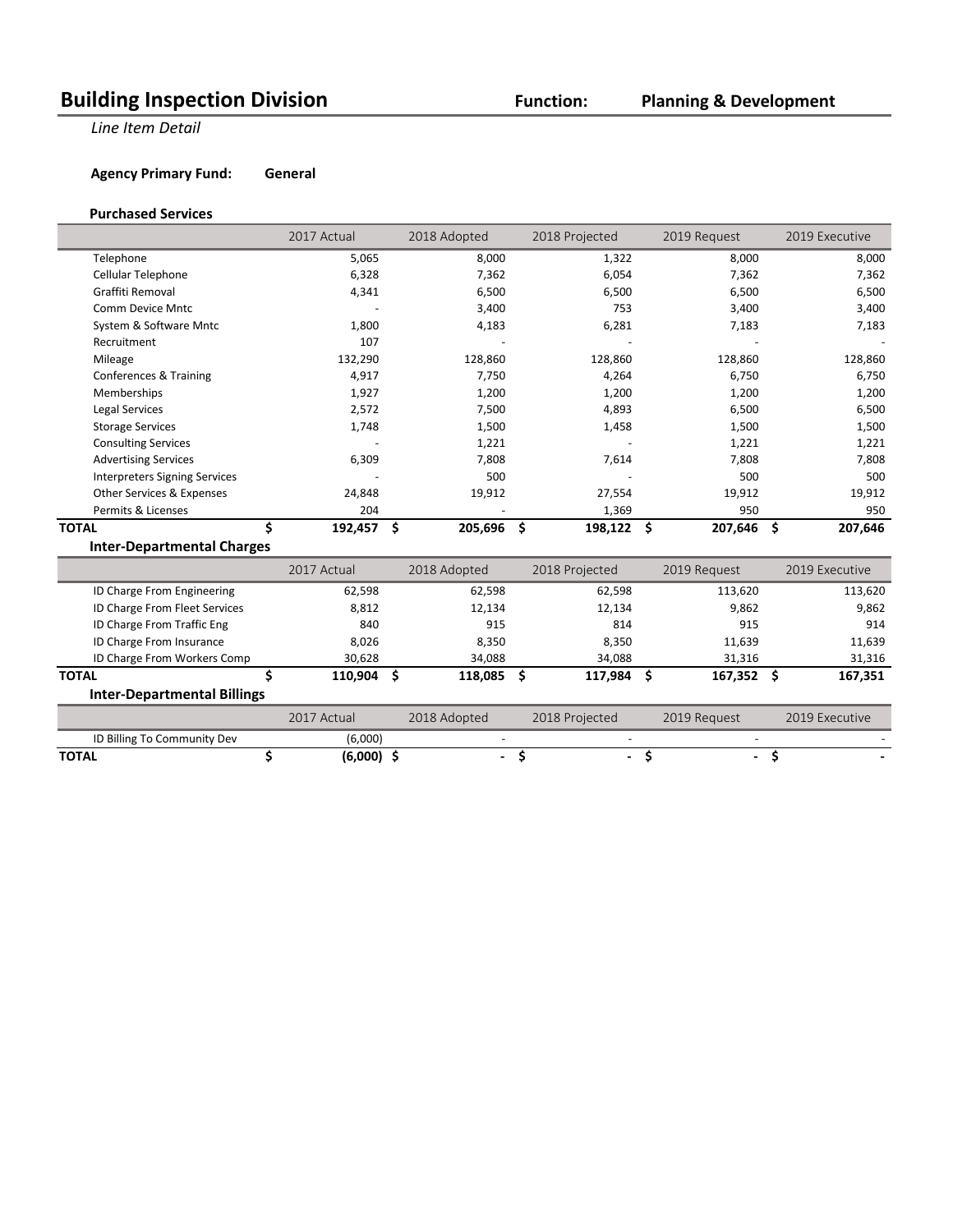# Building Inspection Division

**Function:** **Planning & Development**

*Line Item Detail*

**Agency Primary Fund:** **General**

### Purchased Services

| | 2017 Actual | 2018 Adopted | 2018 Projected | 2019 Request | 2019 Executive |
|---|---|---|---|---|---|
| Telephone | 5,065 | 8,000 | 1,322 | 8,000 | 8,000 |
| Cellular Telephone | 6,328 | 7,362 | 6,054 | 7,362 | 7,362 |
| Graffiti Removal | 4,341 | 6,500 | 6,500 | 6,500 | 6,500 |
| Comm Device Mntc | - | 3,400 | 753 | 3,400 | 3,400 |
| System & Software Mntc | 1,800 | 4,183 | 6,281 | 7,183 | 7,183 |
| Recruitment | 107 | - | - | - | - |
| Mileage | 132,290 | 128,860 | 128,860 | 128,860 | 128,860 |
| Conferences & Training | 4,917 | 7,750 | 4,264 | 6,750 | 6,750 |
| Memberships | 1,927 | 1,200 | 1,200 | 1,200 | 1,200 |
| Legal Services | 2,572 | 7,500 | 4,893 | 6,500 | 6,500 |
| Storage Services | 1,748 | 1,500 | 1,458 | 1,500 | 1,500 |
| Consulting Services | - | 1,221 | - | 1,221 | 1,221 |
| Advertising Services | 6,309 | 7,808 | 7,614 | 7,808 | 7,808 |
| Interpreters Signing Services | - | 500 | - | 500 | 500 |
| Other Services & Expenses | 24,848 | 19,912 | 27,554 | 19,912 | 19,912 |
| Permits & Licenses | 204 | - | 1,369 | 950 | 950 |
| **TOTAL** | **$ 192,457** | **$ 205,696** | **$ 198,122** | **$ 207,646** | **$ 207,646** |

### Inter-Departmental Charges

| | 2017 Actual | 2018 Adopted | 2018 Projected | 2019 Request | 2019 Executive |
|---|---|---|---|---|---|
| ID Charge From Engineering | 62,598 | 62,598 | 62,598 | 113,620 | 113,620 |
| ID Charge From Fleet Services | 8,812 | 12,134 | 12,134 | 9,862 | 9,862 |
| ID Charge From Traffic Eng | 840 | 915 | 814 | 915 | 914 |
| ID Charge From Insurance | 8,026 | 8,350 | 8,350 | 11,639 | 11,639 |
| ID Charge From Workers Comp | 30,628 | 34,088 | 34,088 | 31,316 | 31,316 |
| **TOTAL** | **$ 110,904** | **$ 118,085** | **$ 117,984** | **$ 167,352** | **$ 167,351** |

### Inter-Departmental Billings

| | 2017 Actual | 2018 Adopted | 2018 Projected | 2019 Request | 2019 Executive |
|---|---|---|---|---|---|
| ID Billing To Community Dev | (6,000) | - | - | - | - |
| **TOTAL** | **$ (6,000)** | **$ -** | **$ -** | **$ -** | **$ -** |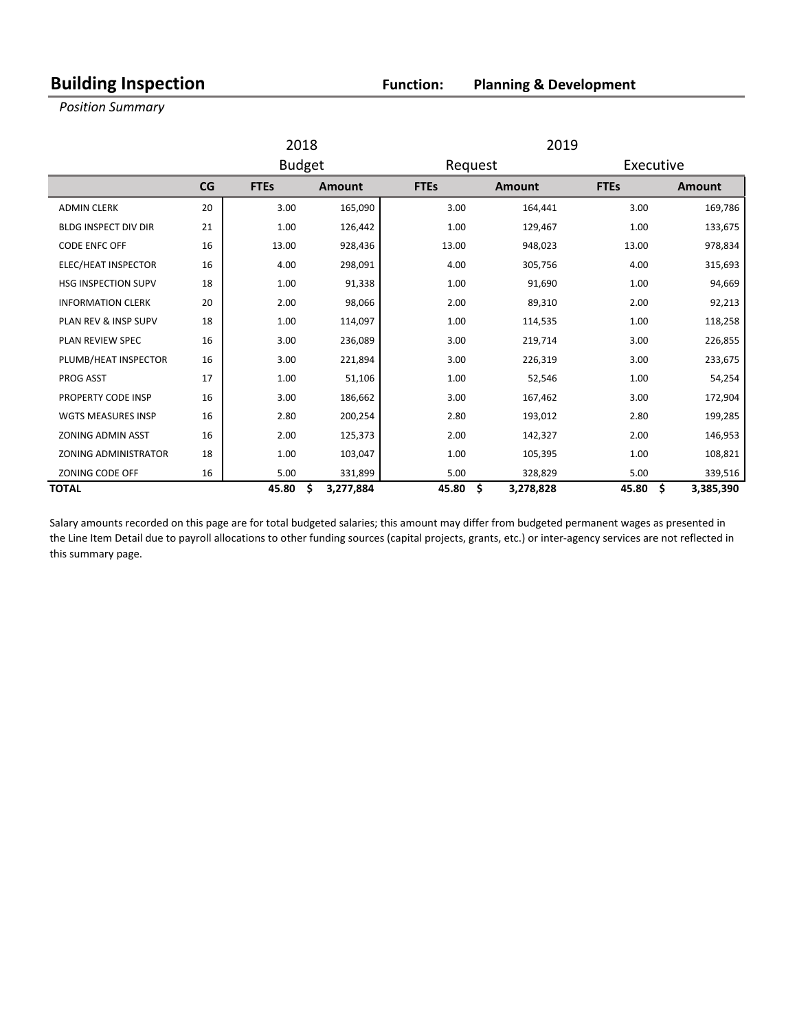# Building Inspection

**Function: Planning & Development**

*Position Summary*

| | | 2018 | | 2019 | | | |
|---|---|---|---|---|---|---|---|
| | | Budget | | Request | | Executive | |
| | CG | FTEs | Amount | FTEs | Amount | FTEs | Amount |
| ADMIN CLERK | 20 | 3.00 | 165,090 | 3.00 | 164,441 | 3.00 | 169,786 |
| BLDG INSPECT DIV DIR | 21 | 1.00 | 126,442 | 1.00 | 129,467 | 1.00 | 133,675 |
| CODE ENFC OFF | 16 | 13.00 | 928,436 | 13.00 | 948,023 | 13.00 | 978,834 |
| ELEC/HEAT INSPECTOR | 16 | 4.00 | 298,091 | 4.00 | 305,756 | 4.00 | 315,693 |
| HSG INSPECTION SUPV | 18 | 1.00 | 91,338 | 1.00 | 91,690 | 1.00 | 94,669 |
| INFORMATION CLERK | 20 | 2.00 | 98,066 | 2.00 | 89,310 | 2.00 | 92,213 |
| PLAN REV & INSP SUPV | 18 | 1.00 | 114,097 | 1.00 | 114,535 | 1.00 | 118,258 |
| PLAN REVIEW SPEC | 16 | 3.00 | 236,089 | 3.00 | 219,714 | 3.00 | 226,855 |
| PLUMB/HEAT INSPECTOR | 16 | 3.00 | 221,894 | 3.00 | 226,319 | 3.00 | 233,675 |
| PROG ASST | 17 | 1.00 | 51,106 | 1.00 | 52,546 | 1.00 | 54,254 |
| PROPERTY CODE INSP | 16 | 3.00 | 186,662 | 3.00 | 167,462 | 3.00 | 172,904 |
| WGTS MEASURES INSP | 16 | 2.80 | 200,254 | 2.80 | 193,012 | 2.80 | 199,285 |
| ZONING ADMIN ASST | 16 | 2.00 | 125,373 | 2.00 | 142,327 | 2.00 | 146,953 |
| ZONING ADMINISTRATOR | 18 | 1.00 | 103,047 | 1.00 | 105,395 | 1.00 | 108,821 |
| ZONING CODE OFF | 16 | 5.00 | 331,899 | 5.00 | 328,829 | 5.00 | 339,516 |
| **TOTAL** | | **45.80** | **$ 3,277,884** | **45.80** | **$ 3,278,828** | **45.80** | **$ 3,385,390** |

Salary amounts recorded on this page are for total budgeted salaries; this amount may differ from budgeted permanent wages as presented in the Line Item Detail due to payroll allocations to other funding sources (capital projects, grants, etc.) or inter-agency services are not reflected in this summary page.